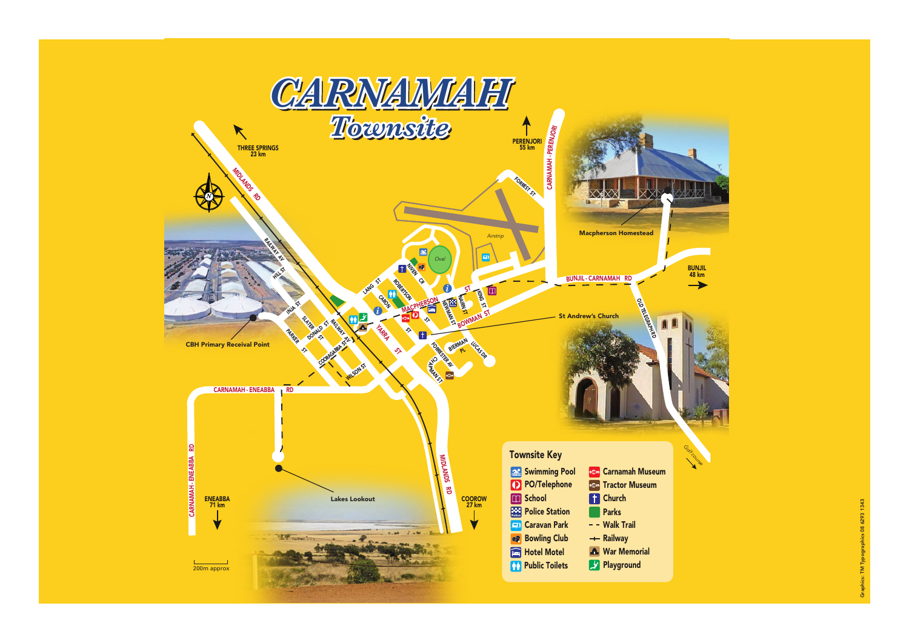# CARNAMAH
## Townsite

THREE SPRINGS 23 km

PERENJORI 55 km

BUNJIL 48 km

ENEABBA 71 km

COOROW 27 km

Macpherson Homestead

St Andrew's Church

CBH Primary Receival Point

Lakes Lookout

MIDLANDS RD

RAILWAY AV

HILL ST

INJA ST

SLATER ST

DONALD ST

PARKER ST

COORAGABBA ST

WILSON ST

LANG ST

ROBERTSON ST

CARON ST

NIVEN CR

MACPHERSON ST

YARRA ST

NEWMAN ST

NAIRN ST

KING ST

BOWMAN ST

BIERMAN PL

LUCAS DR

FORRESTER AV

CHAPMAN ST

FORREST ST

CARNAMAH - PERENJORI RD

BUNJIL - CARNAMAH RD

OLD TELEGRAPH RD

CARNAMAH - ENEABBA RD

Airstrip

Oval

Golf course

200m approx

### Townsite Key

| | |
|---|---|
| Swimming Pool | Carnamah Museum |
| PO/Telephone | Tractor Museum |
| School | Church |
| Police Station | Parks |
| Caravan Park | Walk Trail |
| Bowling Club | Railway |
| Hotel Motel | War Memorial |
| Public Toilets | Playground |

Graphics: TM Typographics 08 6293 1343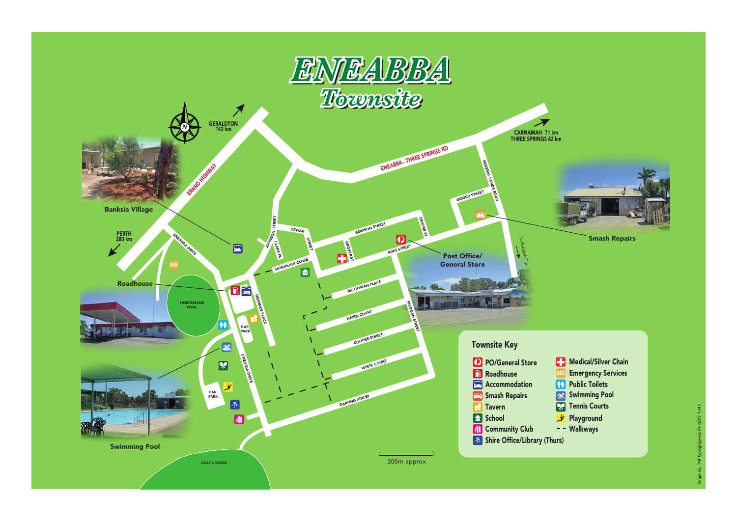# ENEABBA
## Townsite

GERALDTON 143 km

CARNAMAH 71 km
THREE SPRINGS 62 km

PERTH 280 km

BRAND HIGHWAY

ENEABBA - THREE SPRINGS RD

MINERAL SANDS ROAD

GOOCH STREET

DRAPER ST

BRIMSON STREET

KING STREET

DEWAR STREET

JOHNSON STREET

CLARK PL

GROVER ST

SANDPLAIN CLOSE

ENEABBA DRIVE

NEWMAN PLACE

MC GOWAN PLACE

NAIRN COURT

COOPER STREET

WHITE COURT

MORGAN STREET

DARLING STREET

To Rubbish Tip

HORSEMANS OVAL

CAR PARK

CAR PARK

GOLF COURSE

Banksia Village

Roadhouse

Swimming Pool

Smash Repairs

Post Office/ General Store

200m approx

### Townsite Key

- PO/General Store
- Roadhouse
- Accommodation
- Smash Repairs
- Tavern
- School
- Community Club
- Shire Office/Library (Thurs)
- Medical/Silver Chain
- Emergency Services
- Public Toilets
- Swimming Pool
- Tennis Courts
- Playground
- Walkways

Graphics: TM Typographics 08 6293 1343